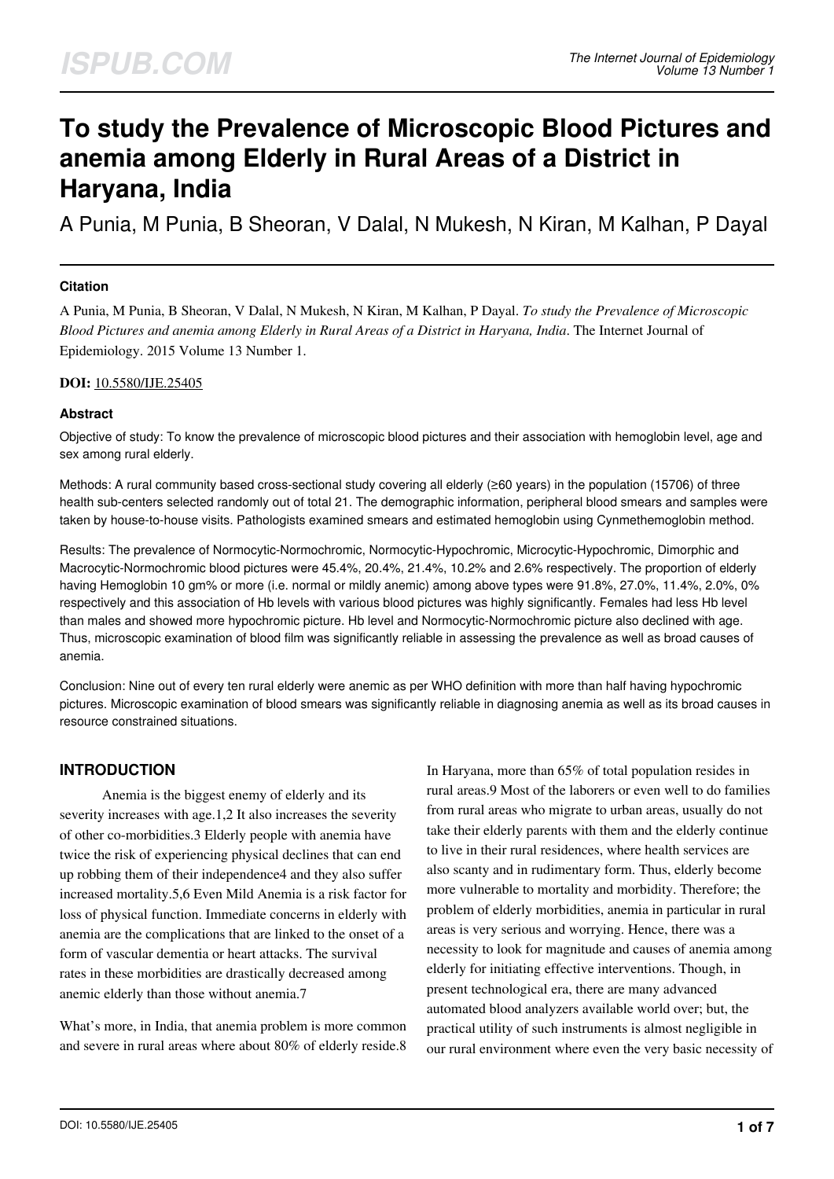# To study the Prevalence of Microscopic Blood Pictures and anemia among Elderly in Rural Areas of a District in Haryana, India

A Punia, M Punia, B Sheoran, V Dalal, N Mukesh, N Kiran, M Kalhan, P Dayal

### Citation

A Punia, M Punia, B Sheoran, V Dalal, N Mukesh, N Kiran, M Kalhan, P Dayal. *To study the Prevalence of Microscopic Blood Pictures and anemia among Elderly in Rural Areas of a District in Haryana, India*. The Internet Journal of Epidemiology. 2015 Volume 13 Number 1.

**DOI:** 10.5580/IJE.25405

### Abstract

Objective of study: To know the prevalence of microscopic blood pictures and their association with hemoglobin level, age and sex among rural elderly.

Methods: A rural community based cross-sectional study covering all elderly (≥60 years) in the population (15706) of three health sub-centers selected randomly out of total 21. The demographic information, peripheral blood smears and samples were taken by house-to-house visits. Pathologists examined smears and estimated hemoglobin using Cynmethemoglobin method.

Results: The prevalence of Normocytic-Normochromic, Normocytic-Hypochromic, Microcytic-Hypochromic, Dimorphic and Macrocytic-Normochromic blood pictures were 45.4%, 20.4%, 21.4%, 10.2% and 2.6% respectively. The proportion of elderly having Hemoglobin 10 gm% or more (i.e. normal or mildly anemic) among above types were 91.8%, 27.0%, 11.4%, 2.0%, 0% respectively and this association of Hb levels with various blood pictures was highly significantly. Females had less Hb level than males and showed more hypochromic picture. Hb level and Normocytic-Normochromic picture also declined with age. Thus, microscopic examination of blood film was significantly reliable in assessing the prevalence as well as broad causes of anemia.

Conclusion: Nine out of every ten rural elderly were anemic as per WHO definition with more than half having hypochromic pictures. Microscopic examination of blood smears was significantly reliable in diagnosing anemia as well as its broad causes in resource constrained situations.

## INTRODUCTION

Anemia is the biggest enemy of elderly and its severity increases with age.[1,2] It also increases the severity of other co-morbidities.[3] Elderly people with anemia have twice the risk of experiencing physical declines that can end up robbing them of their independence[4] and they also suffer increased mortality.[5,6] Even Mild Anemia is a risk factor for loss of physical function. Immediate concerns in elderly with anemia are the complications that are linked to the onset of a form of vascular dementia or heart attacks. The survival rates in these morbidities are drastically decreased among anemic elderly than those without anemia.[7]

What's more, in India, that anemia problem is more common and severe in rural areas where about 80% of elderly reside.[8] In Haryana, more than 65% of total population resides in rural areas.[9] Most of the laborers or even well to do families from rural areas who migrate to urban areas, usually do not take their elderly parents with them and the elderly continue to live in their rural residences, where health services are also scanty and in rudimentary form. Thus, elderly become more vulnerable to mortality and morbidity. Therefore; the problem of elderly morbidities, anemia in particular in rural areas is very serious and worrying. Hence, there was a necessity to look for magnitude and causes of anemia among elderly for initiating effective interventions. Though, in present technological era, there are many advanced automated blood analyzers available world over; but, the practical utility of such instruments is almost negligible in our rural environment where even the very basic necessity of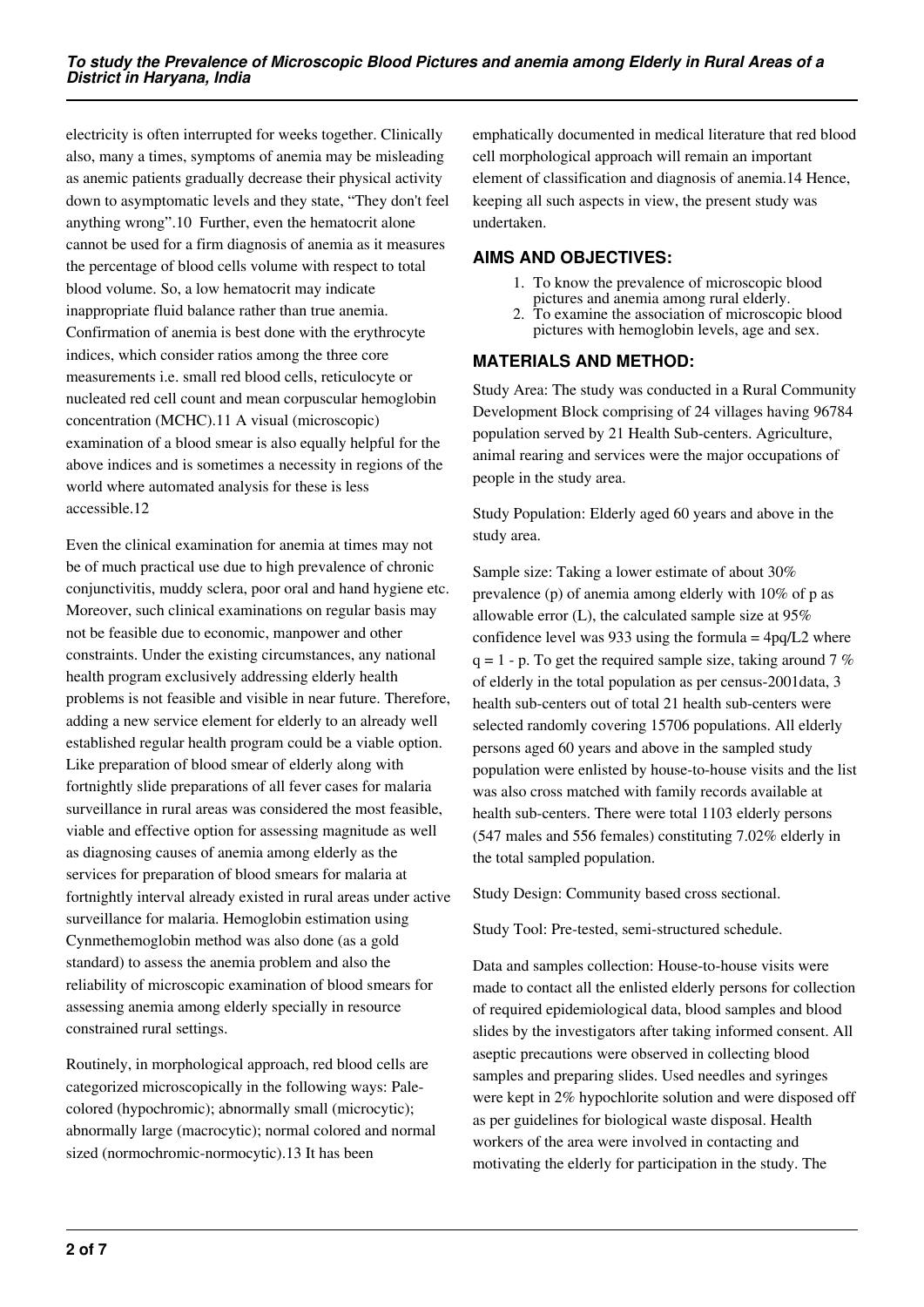electricity is often interrupted for weeks together. Clinically also, many a times, symptoms of anemia may be misleading as anemic patients gradually decrease their physical activity down to asymptomatic levels and they state, "They don't feel anything wrong".10 Further, even the hematocrit alone cannot be used for a firm diagnosis of anemia as it measures the percentage of blood cells volume with respect to total blood volume. So, a low hematocrit may indicate inappropriate fluid balance rather than true anemia. Confirmation of anemia is best done with the erythrocyte indices, which consider ratios among the three core measurements i.e. small red blood cells, reticulocyte or nucleated red cell count and mean corpuscular hemoglobin concentration (MCHC).11 A visual (microscopic) examination of a blood smear is also equally helpful for the above indices and is sometimes a necessity in regions of the world where automated analysis for these is less accessible.12

Even the clinical examination for anemia at times may not be of much practical use due to high prevalence of chronic conjunctivitis, muddy sclera, poor oral and hand hygiene etc. Moreover, such clinical examinations on regular basis may not be feasible due to economic, manpower and other constraints. Under the existing circumstances, any national health program exclusively addressing elderly health problems is not feasible and visible in near future. Therefore, adding a new service element for elderly to an already well established regular health program could be a viable option. Like preparation of blood smear of elderly along with fortnightly slide preparations of all fever cases for malaria surveillance in rural areas was considered the most feasible, viable and effective option for assessing magnitude as well as diagnosing causes of anemia among elderly as the services for preparation of blood smears for malaria at fortnightly interval already existed in rural areas under active surveillance for malaria. Hemoglobin estimation using Cynmethemoglobin method was also done (as a gold standard) to assess the anemia problem and also the reliability of microscopic examination of blood smears for assessing anemia among elderly specially in resource constrained rural settings.

Routinely, in morphological approach, red blood cells are categorized microscopically in the following ways: Pale-colored (hypochromic); abnormally small (microcytic); abnormally large (macrocytic); normal colored and normal sized (normochromic-normocytic).13 It has been emphatically documented in medical literature that red blood cell morphological approach will remain an important element of classification and diagnosis of anemia.14 Hence, keeping all such aspects in view, the present study was undertaken.

## AIMS AND OBJECTIVES:

1. To know the prevalence of microscopic blood pictures and anemia among rural elderly.
2. To examine the association of microscopic blood pictures with hemoglobin levels, age and sex.

## MATERIALS AND METHOD:

Study Area: The study was conducted in a Rural Community Development Block comprising of 24 villages having 96784 population served by 21 Health Sub-centers. Agriculture, animal rearing and services were the major occupations of people in the study area.

Study Population: Elderly aged 60 years and above in the study area.

Sample size: Taking a lower estimate of about 30% prevalence (p) of anemia among elderly with 10% of p as allowable error (L), the calculated sample size at 95% confidence level was 933 using the formula = $4pq/L^2$ where $q = 1 - p$. To get the required sample size, taking around 7 % of elderly in the total population as per census-2001data, 3 health sub-centers out of total 21 health sub-centers were selected randomly covering 15706 populations. All elderly persons aged 60 years and above in the sampled study population were enlisted by house-to-house visits and the list was also cross matched with family records available at health sub-centers. There were total 1103 elderly persons (547 males and 556 females) constituting 7.02% elderly in the total sampled population.

Study Design: Community based cross sectional.

Study Tool: Pre-tested, semi-structured schedule.

Data and samples collection: House-to-house visits were made to contact all the enlisted elderly persons for collection of required epidemiological data, blood samples and blood slides by the investigators after taking informed consent. All aseptic precautions were observed in collecting blood samples and preparing slides. Used needles and syringes were kept in 2% hypochlorite solution and were disposed off as per guidelines for biological waste disposal. Health workers of the area were involved in contacting and motivating the elderly for participation in the study. The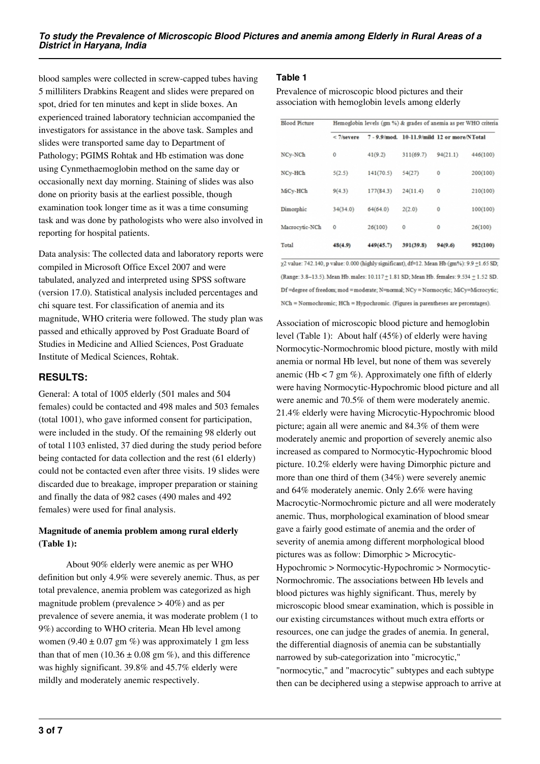blood samples were collected in screw-capped tubes having 5 milliliters Drabkins Reagent and slides were prepared on spot, dried for ten minutes and kept in slide boxes. An experienced trained laboratory technician accompanied the investigators for assistance in the above task. Samples and slides were transported same day to Department of Pathology; PGIMS Rohtak and Hb estimation was done using Cynmethaemoglobin method on the same day or occasionally next day morning. Staining of slides was also done on priority basis at the earliest possible, though examination took longer time as it was a time consuming task and was done by pathologists who were also involved in reporting for hospital patients.

Data analysis: The collected data and laboratory reports were compiled in Microsoft Office Excel 2007 and were tabulated, analyzed and interpreted using SPSS software (version 17.0). Statistical analysis included percentages and chi square test. For classification of anemia and its magnitude, WHO criteria were followed. The study plan was passed and ethically approved by Post Graduate Board of Studies in Medicine and Allied Sciences, Post Graduate Institute of Medical Sciences, Rohtak.

## RESULTS:

General: A total of 1005 elderly (501 males and 504 females) could be contacted and 498 males and 503 females (total 1001), who gave informed consent for participation, were included in the study. Of the remaining 98 elderly out of total 1103 enlisted, 37 died during the study period before being contacted for data collection and the rest (61 elderly) could not be contacted even after three visits. 19 slides were discarded due to breakage, improper preparation or staining and finally the data of 982 cases (490 males and 492 females) were used for final analysis.

**Magnitude of anemia problem among rural elderly (Table 1):**

About 90% elderly were anemic as per WHO definition but only 4.9% were severely anemic. Thus, as per total prevalence, anemia problem was categorized as high magnitude problem (prevalence > 40%) and as per prevalence of severe anemia, it was moderate problem (1 to 9%) according to WHO criteria. Mean Hb level among women (9.40 ± 0.07 gm %) was approximately 1 gm less than that of men (10.36 ± 0.08 gm %), and this difference was highly significant. 39.8% and 45.7% elderly were mildly and moderately anemic respectively.

### Table 1

Prevalence of microscopic blood pictures and their association with hemoglobin levels among elderly

| Blood Picture | Hemoglobin levels (gm %) & grades of anemia as per WHO criteria | | | | |
|---|---|---|---|---|---|
| | < 7/severe | 7 - 9.9/mod. | 10-11.9/mild | 12 or more/N | Total |
| NCy-NCh | 0 | 41(9.2) | 311(69.7) | 94(21.1) | 446(100) |
| NCy-HCh | 5(2.5) | 141(70.5) | 54(27) | 0 | 200(100) |
| MiCy-HCh | 9(4.3) | 177(84.3) | 24(11.4) | 0 | 210(100) |
| Dimorphic | 34(34.0) | 64(64.0) | 2(2.0) | 0 | 100(100) |
| Macrocytic-NCh | 0 | 26(100) | 0 | 0 | 26(100) |
| Total | **48(4.9)** | **449(45.7)** | **391(39.8)** | **94(9.6)** | **982(100)** |

$\chi^2$ value: 742.140, p value: 0.000 (highly significant), df=12. Mean Hb (gm%): 9.9 ± 1.65 SD; (Range: 3.8–13.5). Mean Hb. males: 10.117 ± 1.81 SD; Mean Hb. females: 9.534 ± 1.52 SD. Df =degree of freedom; mod = moderate; N=normal; NCy = Normocytic; MiCy=Microcytic; NCh = Normochromic; HCh = Hypochromic. (Figures in parentheses are percentages).

Association of microscopic blood picture and hemoglobin level (Table 1): About half (45%) of elderly were having Normocytic-Normochromic blood picture, mostly with mild anemia or normal Hb level, but none of them was severely anemic (Hb < 7 gm %). Approximately one fifth of elderly were having Normocytic-Hypochromic blood picture and all were anemic and 70.5% of them were moderately anemic. 21.4% elderly were having Microcytic-Hypochromic blood picture; again all were anemic and 84.3% of them were moderately anemic and proportion of severely anemic also increased as compared to Normocytic-Hypochromic blood picture. 10.2% elderly were having Dimorphic picture and more than one third of them (34%) were severely anemic and 64% moderately anemic. Only 2.6% were having Macrocytic-Normochromic picture and all were moderately anemic. Thus, morphological examination of blood smear gave a fairly good estimate of anemia and the order of severity of anemia among different morphological blood pictures was as follow: Dimorphic > Microcytic-Hypochromic > Normocytic-Hypochromic > Normocytic-Normochromic. The associations between Hb levels and blood pictures was highly significant. Thus, merely by microscopic blood smear examination, which is possible in our existing circumstances without much extra efforts or resources, one can judge the grades of anemia. In general, the differential diagnosis of anemia can be substantially narrowed by sub-categorization into "microcytic," "normocytic," and "macrocytic" subtypes and each subtype then can be deciphered using a stepwise approach to arrive at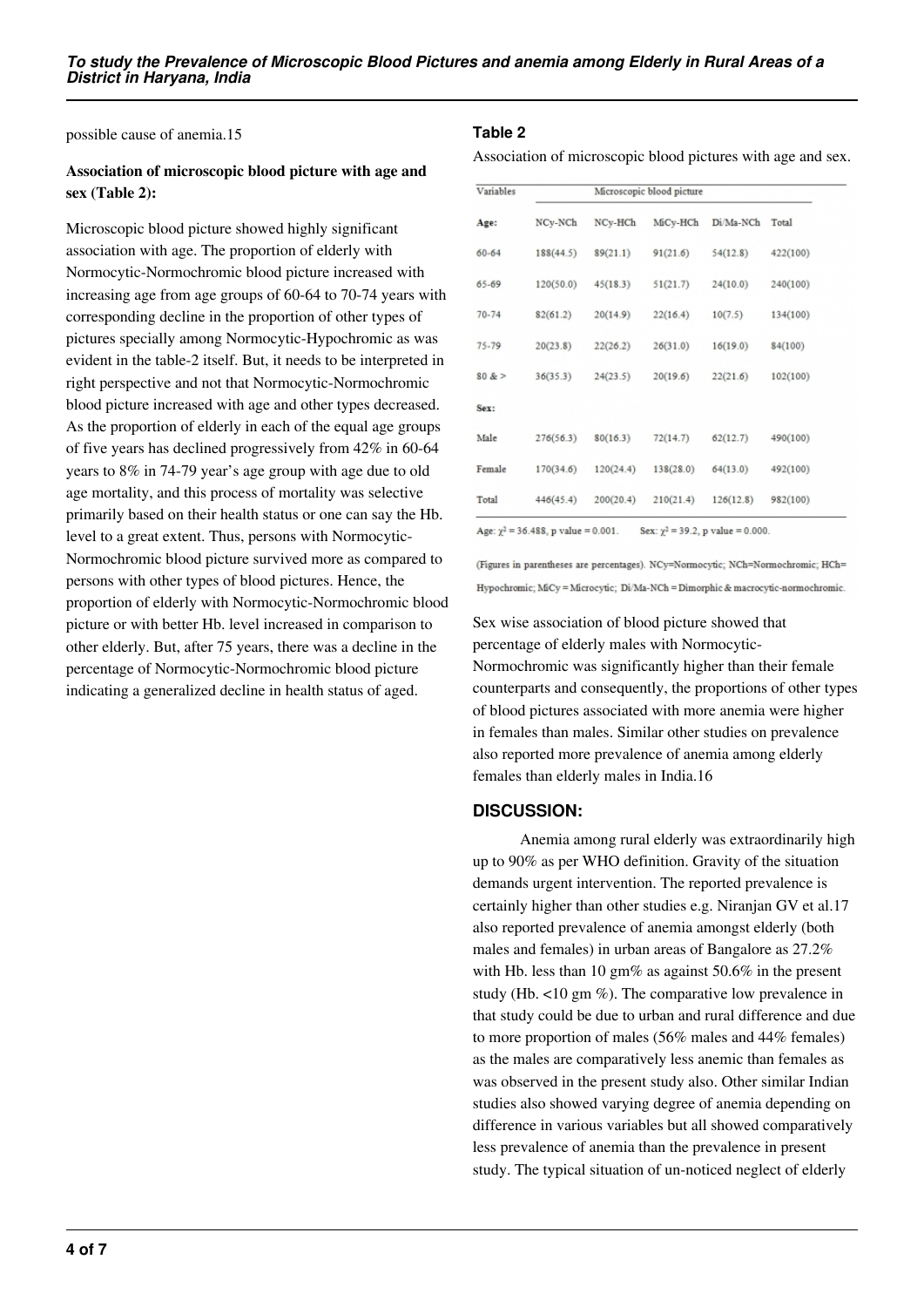possible cause of anemia.15

**Association of microscopic blood picture with age and sex (Table 2):**

Microscopic blood picture showed highly significant association with age. The proportion of elderly with Normocytic-Normochromic blood picture increased with increasing age from age groups of 60-64 to 70-74 years with corresponding decline in the proportion of other types of pictures specially among Normocytic-Hypochromic as was evident in the table-2 itself. But, it needs to be interpreted in right perspective and not that Normocytic-Normochromic blood picture increased with age and other types decreased. As the proportion of elderly in each of the equal age groups of five years has declined progressively from 42% in 60-64 years to 8% in 74-79 year's age group with age due to old age mortality, and this process of mortality was selective primarily based on their health status or one can say the Hb. level to a great extent. Thus, persons with Normocytic-Normochromic blood picture survived more as compared to persons with other types of blood pictures. Hence, the proportion of elderly with Normocytic-Normochromic blood picture or with better Hb. level increased in comparison to other elderly. But, after 75 years, there was a decline in the percentage of Normocytic-Normochromic blood picture indicating a generalized decline in health status of aged.

## Table 2

Association of microscopic blood pictures with age and sex.

| Variables | Microscopic blood picture | | | | |
|---|---|---|---|---|---|
| | NCy-NCh | NCy-HCh | MiCy-HCh | Di/Ma-NCh | Total |
| **Age:** | | | | | |
| 60-64 | 188(44.5) | 89(21.1) | 91(21.6) | 54(12.8) | 422(100) |
| 65-69 | 120(50.0) | 45(18.3) | 51(21.7) | 24(10.0) | 240(100) |
| 70-74 | 82(61.2) | 20(14.9) | 22(16.4) | 10(7.5) | 134(100) |
| 75-79 | 20(23.8) | 22(26.2) | 26(31.0) | 16(19.0) | 84(100) |
| 80 & > | 36(35.3) | 24(23.5) | 20(19.6) | 22(21.6) | 102(100) |
| **Sex:** | | | | | |
| Male | 276(56.3) | 80(16.3) | 72(14.7) | 62(12.7) | 490(100) |
| Female | 170(34.6) | 120(24.4) | 138(28.0) | 64(13.0) | 492(100) |
| Total | 446(45.4) | 200(20.4) | 210(21.4) | 126(12.8) | 982(100) |

Age: $\chi^2 = 36.488$, p value = 0.001. Sex: $\chi^2 = 39.2$, p value = 0.000.

(Figures in parentheses are percentages). NCy=Normocytic; NCh=Normochromic; HCh= Hypochromic; MiCy = Microcytic; Di/Ma-NCh = Dimorphic & macrocytic-normochromic.

Sex wise association of blood picture showed that percentage of elderly males with Normocytic-Normochromic was significantly higher than their female counterparts and consequently, the proportions of other types of blood pictures associated with more anemia were higher in females than males. Similar other studies on prevalence also reported more prevalence of anemia among elderly females than elderly males in India.16

## DISCUSSION:

Anemia among rural elderly was extraordinarily high up to 90% as per WHO definition. Gravity of the situation demands urgent intervention. The reported prevalence is certainly higher than other studies e.g. Niranjan GV et al.17 also reported prevalence of anemia amongst elderly (both males and females) in urban areas of Bangalore as 27.2% with Hb. less than 10 gm% as against 50.6% in the present study (Hb. <10 gm %). The comparative low prevalence in that study could be due to urban and rural difference and due to more proportion of males (56% males and 44% females) as the males are comparatively less anemic than females as was observed in the present study also. Other similar Indian studies also showed varying degree of anemia depending on difference in various variables but all showed comparatively less prevalence of anemia than the prevalence in present study. The typical situation of un-noticed neglect of elderly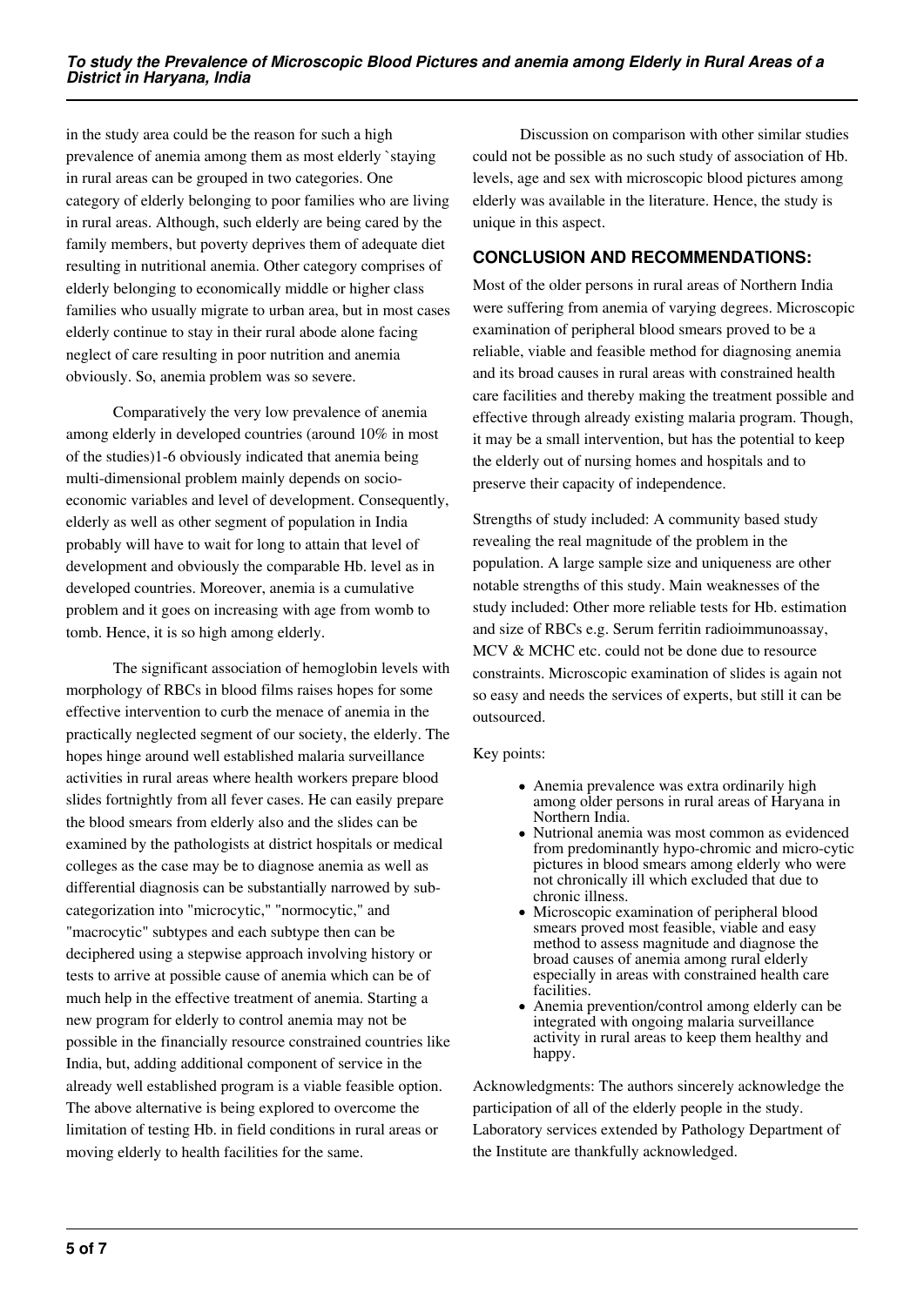in the study area could be the reason for such a high prevalence of anemia among them as most elderly `staying in rural areas can be grouped in two categories. One category of elderly belonging to poor families who are living in rural areas. Although, such elderly are being cared by the family members, but poverty deprives them of adequate diet resulting in nutritional anemia. Other category comprises of elderly belonging to economically middle or higher class families who usually migrate to urban area, but in most cases elderly continue to stay in their rural abode alone facing neglect of care resulting in poor nutrition and anemia obviously. So, anemia problem was so severe.

Comparatively the very low prevalence of anemia among elderly in developed countries (around 10% in most of the studies)1-6 obviously indicated that anemia being multi-dimensional problem mainly depends on socio-economic variables and level of development. Consequently, elderly as well as other segment of population in India probably will have to wait for long to attain that level of development and obviously the comparable Hb. level as in developed countries. Moreover, anemia is a cumulative problem and it goes on increasing with age from womb to tomb. Hence, it is so high among elderly.

The significant association of hemoglobin levels with morphology of RBCs in blood films raises hopes for some effective intervention to curb the menace of anemia in the practically neglected segment of our society, the elderly. The hopes hinge around well established malaria surveillance activities in rural areas where health workers prepare blood slides fortnightly from all fever cases. He can easily prepare the blood smears from elderly also and the slides can be examined by the pathologists at district hospitals or medical colleges as the case may be to diagnose anemia as well as differential diagnosis can be substantially narrowed by sub-categorization into "microcytic," "normocytic," and "macrocytic" subtypes and each subtype then can be deciphered using a stepwise approach involving history or tests to arrive at possible cause of anemia which can be of much help in the effective treatment of anemia. Starting a new program for elderly to control anemia may not be possible in the financially resource constrained countries like India, but, adding additional component of service in the already well established program is a viable feasible option. The above alternative is being explored to overcome the limitation of testing Hb. in field conditions in rural areas or moving elderly to health facilities for the same.

Discussion on comparison with other similar studies could not be possible as no such study of association of Hb. levels, age and sex with microscopic blood pictures among elderly was available in the literature. Hence, the study is unique in this aspect.

## CONCLUSION AND RECOMMENDATIONS:

Most of the older persons in rural areas of Northern India were suffering from anemia of varying degrees. Microscopic examination of peripheral blood smears proved to be a reliable, viable and feasible method for diagnosing anemia and its broad causes in rural areas with constrained health care facilities and thereby making the treatment possible and effective through already existing malaria program. Though, it may be a small intervention, but has the potential to keep the elderly out of nursing homes and hospitals and to preserve their capacity of independence.

Strengths of study included: A community based study revealing the real magnitude of the problem in the population. A large sample size and uniqueness are other notable strengths of this study. Main weaknesses of the study included: Other more reliable tests for Hb. estimation and size of RBCs e.g. Serum ferritin radioimmunoassay, MCV & MCHC etc. could not be done due to resource constraints. Microscopic examination of slides is again not so easy and needs the services of experts, but still it can be outsourced.

Key points:

- Anemia prevalence was extra ordinarily high among older persons in rural areas of Haryana in Northern India.
- Nutrional anemia was most common as evidenced from predominantly hypo-chromic and micro-cytic pictures in blood smears among elderly who were not chronically ill which excluded that due to chronic illness.
- Microscopic examination of peripheral blood smears proved most feasible, viable and easy method to assess magnitude and diagnose the broad causes of anemia among rural elderly especially in areas with constrained health care facilities.
- Anemia prevention/control among elderly can be integrated with ongoing malaria surveillance activity in rural areas to keep them healthy and happy.

Acknowledgments: The authors sincerely acknowledge the participation of all of the elderly people in the study. Laboratory services extended by Pathology Department of the Institute are thankfully acknowledged.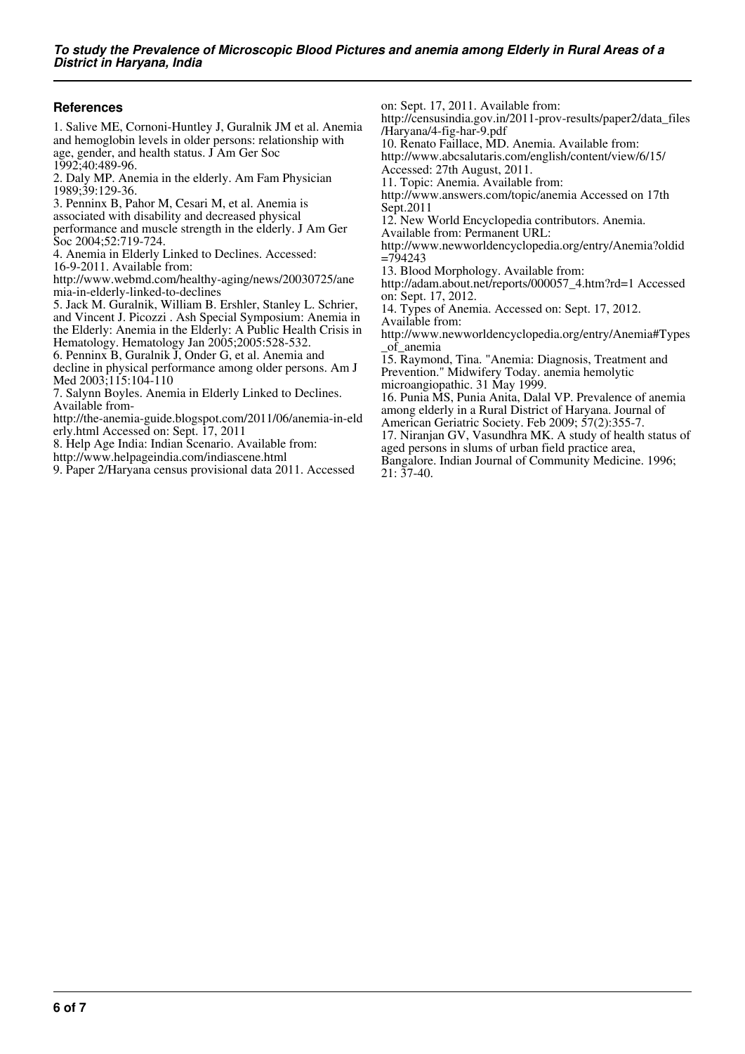## References

1. Salive ME, Cornoni-Huntley J, Guralnik JM et al. Anemia and hemoglobin levels in older persons: relationship with age, gender, and health status. J Am Ger Soc 1992;40:489-96.
2. Daly MP. Anemia in the elderly. Am Fam Physician 1989;39:129-36.
3. Penninx B, Pahor M, Cesari M, et al. Anemia is associated with disability and decreased physical performance and muscle strength in the elderly. J Am Ger Soc 2004;52:719-724.
4. Anemia in Elderly Linked to Declines. Accessed: 16-9-2011. Available from: http://www.webmd.com/healthy-aging/news/20030725/anemia-in-elderly-linked-to-declines
5. Jack M. Guralnik, William B. Ershler, Stanley L. Schrier, and Vincent J. Picozzi . Ash Special Symposium: Anemia in the Elderly: Anemia in the Elderly: A Public Health Crisis in Hematology. Hematology Jan 2005;2005:528-532.
6. Penninx B, Guralnik J, Onder G, et al. Anemia and decline in physical performance among older persons. Am J Med 2003;115:104-110
7. Salynn Boyles. Anemia in Elderly Linked to Declines. Available from- http://the-anemia-guide.blogspot.com/2011/06/anemia-in-elderly.html Accessed on: Sept. 17, 2011
8. Help Age India: Indian Scenario. Available from: http://www.helpageindia.com/indiascene.html
9. Paper 2/Haryana census provisional data 2011. Accessed on: Sept. 17, 2011. Available from: http://censusindia.gov.in/2011-prov-results/paper2/data_files/Haryana/4-fig-har-9.pdf
10. Renato Faillace, MD. Anemia. Available from: http://www.abcsalutaris.com/english/content/view/6/15/ Accessed: 27th August, 2011.
11. Topic: Anemia. Available from: http://www.answers.com/topic/anemia Accessed on 17th Sept.2011
12. New World Encyclopedia contributors. Anemia. Available from: Permanent URL: http://www.newworldencyclopedia.org/entry/Anemia?oldid=794243
13. Blood Morphology. Available from: http://adam.about.net/reports/000057_4.htm?rd=1 Accessed on: Sept. 17, 2012.
14. Types of Anemia. Accessed on: Sept. 17, 2012. Available from: http://www.newworldencyclopedia.org/entry/Anemia#Types_of_anemia
15. Raymond, Tina. "Anemia: Diagnosis, Treatment and Prevention." Midwifery Today. anemia hemolytic microangiopathic. 31 May 1999.
16. Punia MS, Punia Anita, Dalal VP. Prevalence of anemia among elderly in a Rural District of Haryana. Journal of American Geriatric Society. Feb 2009; 57(2):355-7.
17. Niranjan GV, Vasundhra MK. A study of health status of aged persons in slums of urban field practice area, Bangalore. Indian Journal of Community Medicine. 1996; 21: 37-40.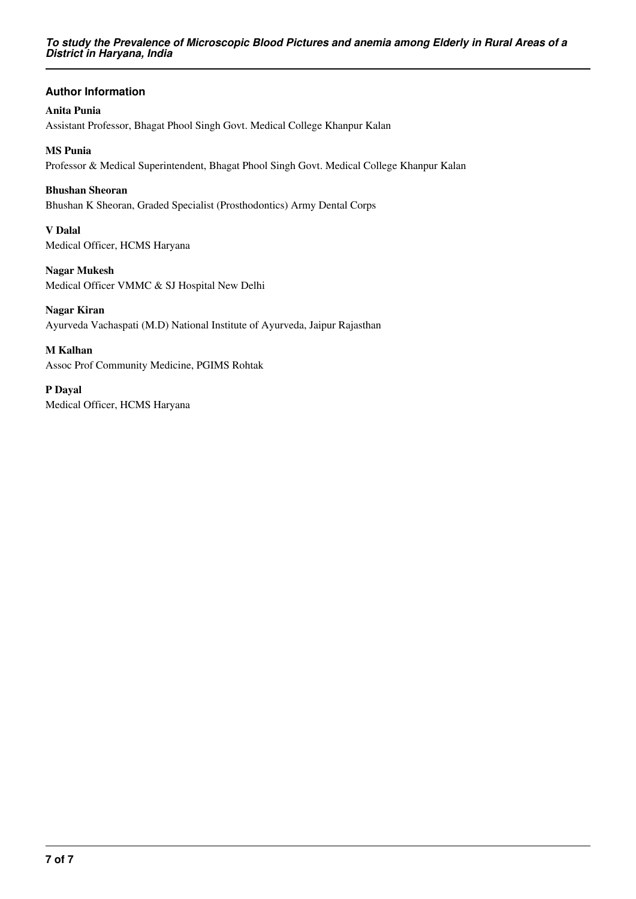## Author Information

**Anita Punia**
Assistant Professor, Bhagat Phool Singh Govt. Medical College Khanpur Kalan

**MS Punia**
Professor & Medical Superintendent, Bhagat Phool Singh Govt. Medical College Khanpur Kalan

**Bhushan Sheoran**
Bhushan K Sheoran, Graded Specialist (Prosthodontics) Army Dental Corps

**V Dalal**
Medical Officer, HCMS Haryana

**Nagar Mukesh**
Medical Officer VMMC & SJ Hospital New Delhi

**Nagar Kiran**
Ayurveda Vachaspati (M.D) National Institute of Ayurveda, Jaipur Rajasthan

**M Kalhan**
Assoc Prof Community Medicine, PGIMS Rohtak

**P Dayal**
Medical Officer, HCMS Haryana